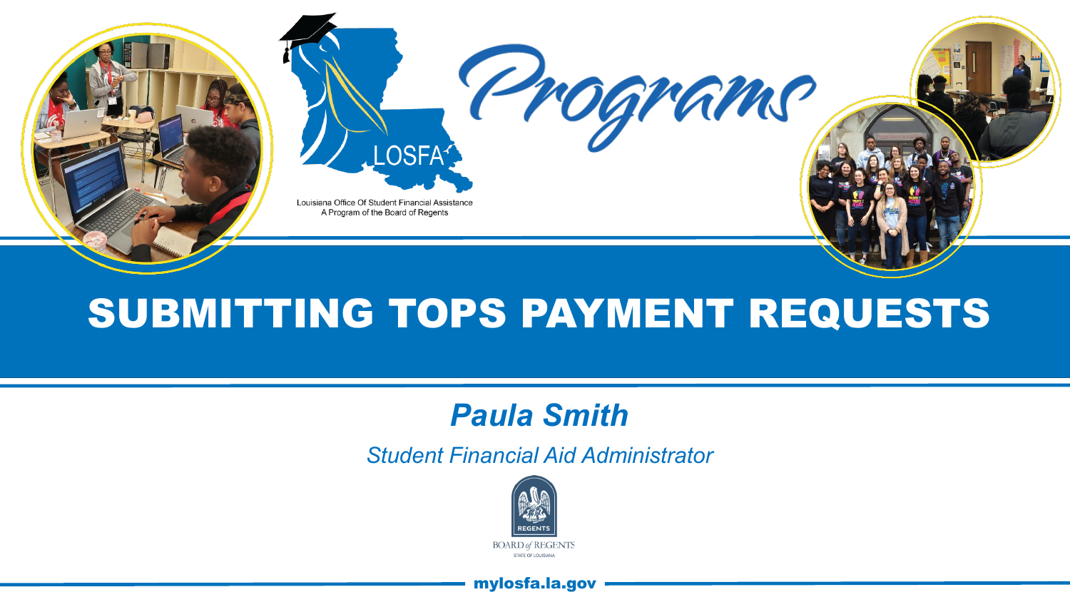Programs

LOSFA

Louisiana Office Of Student Financial Assistance
A Program of the Board of Regents

# SUBMITTING TOPS PAYMENT REQUESTS

***Paula Smith***

*Student Financial Aid Administrator*

REGENTS

BOARD of REGENTS
STATE OF LOUISIANA

**mylosfa.la.gov**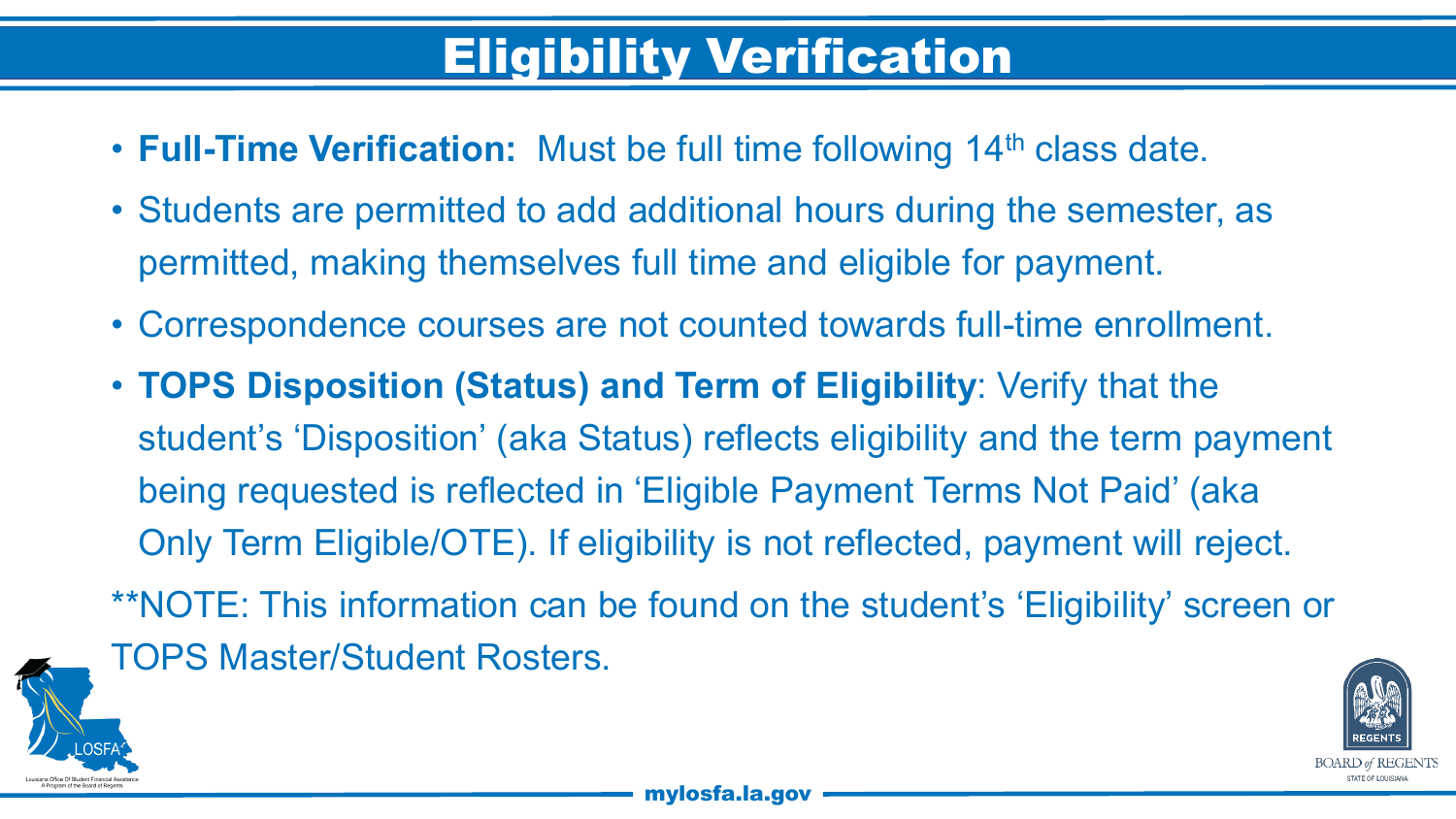# Eligibility Verification

- **Full-Time Verification:** Must be full time following 14th class date.
- Students are permitted to add additional hours during the semester, as permitted, making themselves full time and eligible for payment.
- Correspondence courses are not counted towards full-time enrollment.
- **TOPS Disposition (Status) and Term of Eligibility**: Verify that the student's 'Disposition' (aka Status) reflects eligibility and the term payment being requested is reflected in 'Eligible Payment Terms Not Paid' (aka Only Term Eligible/OTE). If eligibility is not reflected, payment will reject.

**NOTE: This information can be found on the student's 'Eligibility' screen or TOPS Master/Student Rosters.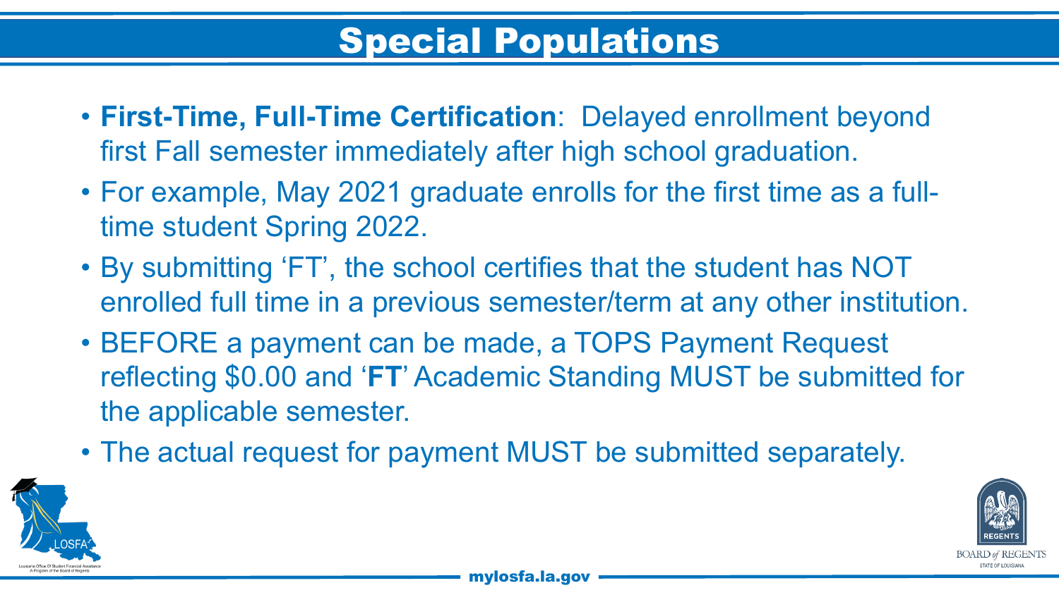# Special Populations

- **First-Time, Full-Time Certification**: Delayed enrollment beyond first Fall semester immediately after high school graduation.
- For example, May 2021 graduate enrolls for the first time as a full-time student Spring 2022.
- By submitting 'FT', the school certifies that the student has NOT enrolled full time in a previous semester/term at any other institution.
- BEFORE a payment can be made, a TOPS Payment Request reflecting $0.00 and '**FT**' Academic Standing MUST be submitted for the applicable semester.
- The actual request for payment MUST be submitted separately.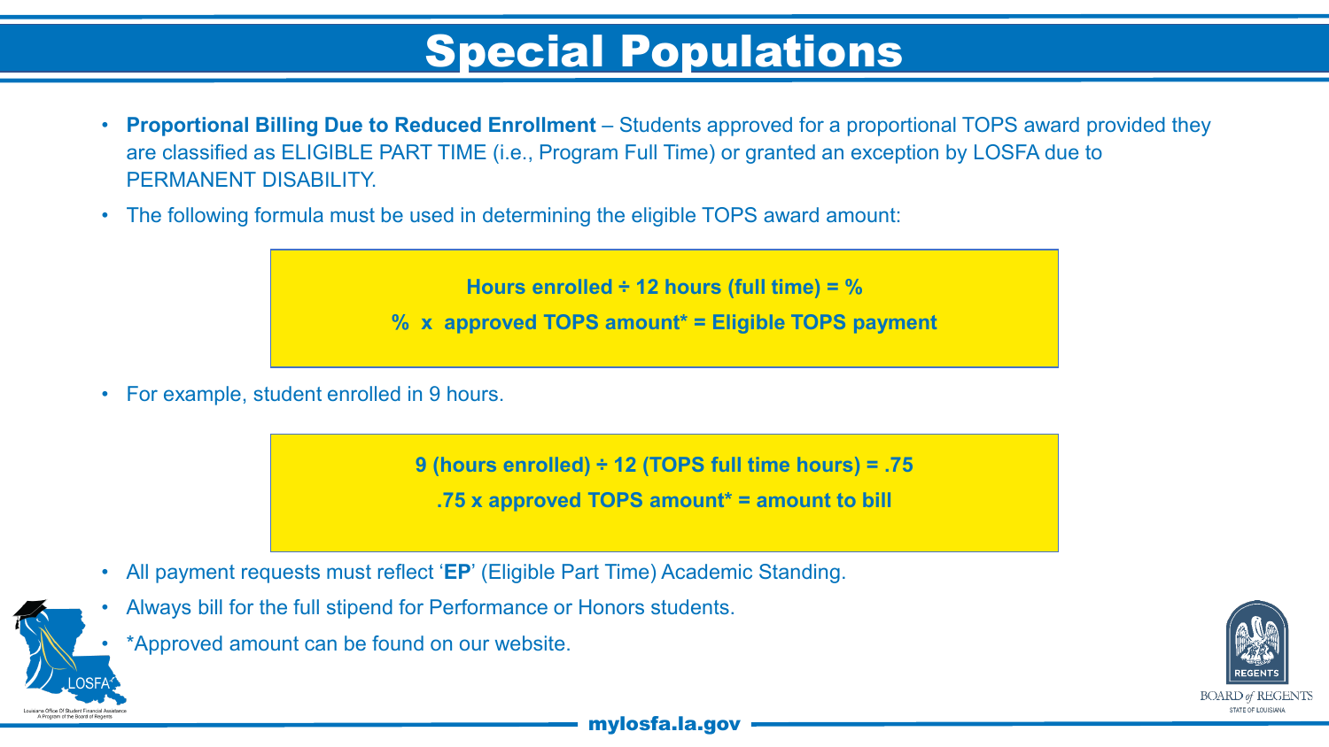# Special Populations

- **Proportional Billing Due to Reduced Enrollment** – Students approved for a proportional TOPS award provided they are classified as ELIGIBLE PART TIME (i.e., Program Full Time) or granted an exception by LOSFA due to PERMANENT DISABILITY.
- The following formula must be used in determining the eligible TOPS award amount:

> **Hours enrolled ÷ 12 hours (full time) = %**
>
> **% x approved TOPS amount* = Eligible TOPS payment**

- For example, student enrolled in 9 hours.

> **9 (hours enrolled) ÷ 12 (TOPS full time hours) = .75**
>
> **.75 x approved TOPS amount* = amount to bill**

- All payment requests must reflect '**EP**' (Eligible Part Time) Academic Standing.
- Always bill for the full stipend for Performance or Honors students.
- *Approved amount can be found on our website.

mylosfa.la.gov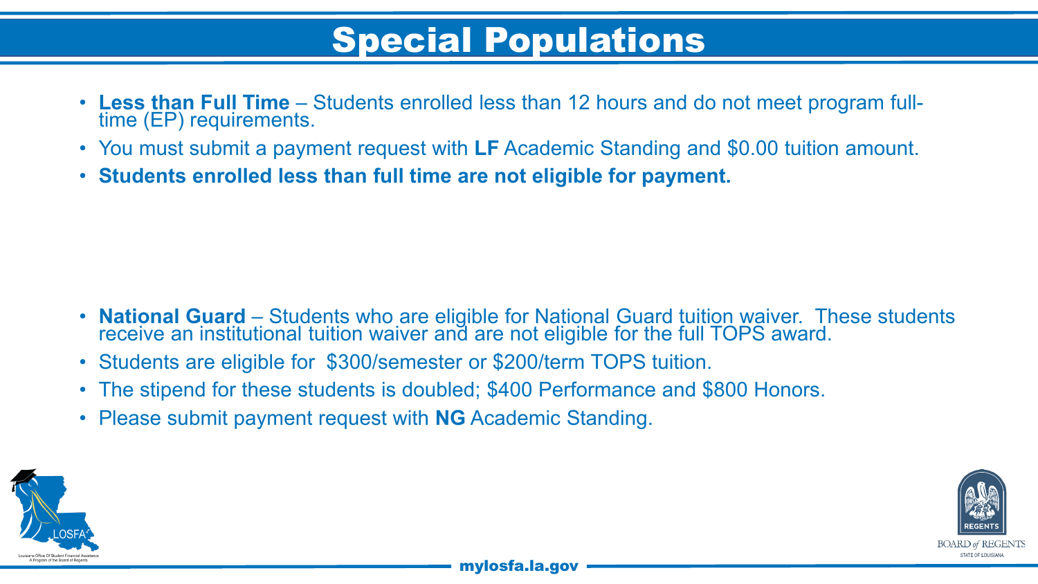# Special Populations

- **Less than Full Time** – Students enrolled less than 12 hours and do not meet program full-time (EP) requirements.
- You must submit a payment request with **LF** Academic Standing and $0.00 tuition amount.
- **Students enrolled less than full time are not eligible for payment.**

- **National Guard** – Students who are eligible for National Guard tuition waiver. These students receive an institutional tuition waiver and are not eligible for the full TOPS award.
- Students are eligible for $300/semester or $200/term TOPS tuition.
- The stipend for these students is doubled; $400 Performance and $800 Honors.
- Please submit payment request with **NG** Academic Standing.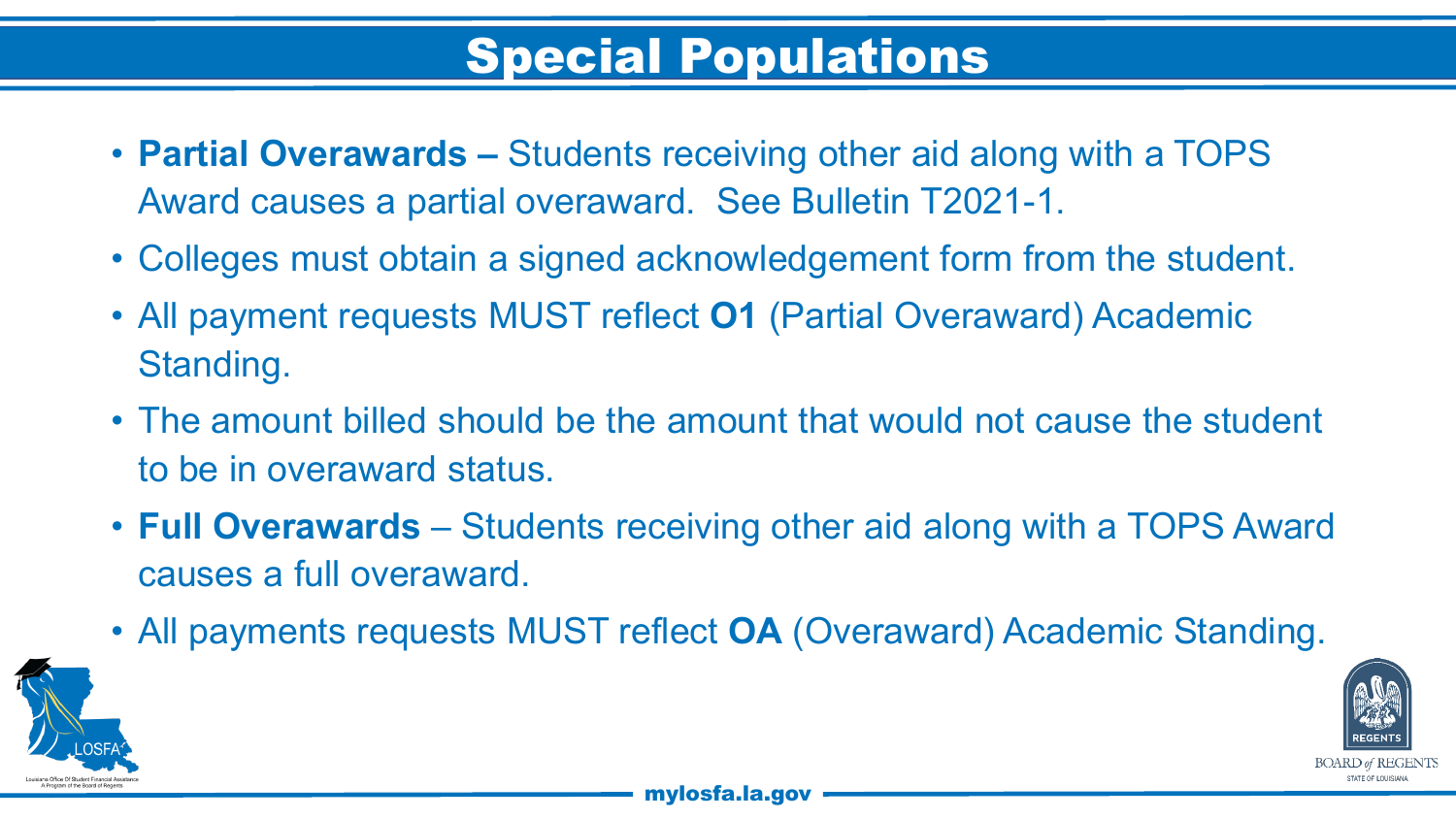# Special Populations

- **Partial Overawards –** Students receiving other aid along with a TOPS Award causes a partial overaward. See Bulletin T2021-1.
- Colleges must obtain a signed acknowledgement form from the student.
- All payment requests MUST reflect **O1** (Partial Overaward) Academic Standing.
- The amount billed should be the amount that would not cause the student to be in overaward status.
- **Full Overawards** – Students receiving other aid along with a TOPS Award causes a full overaward.
- All payments requests MUST reflect **OA** (Overaward) Academic Standing.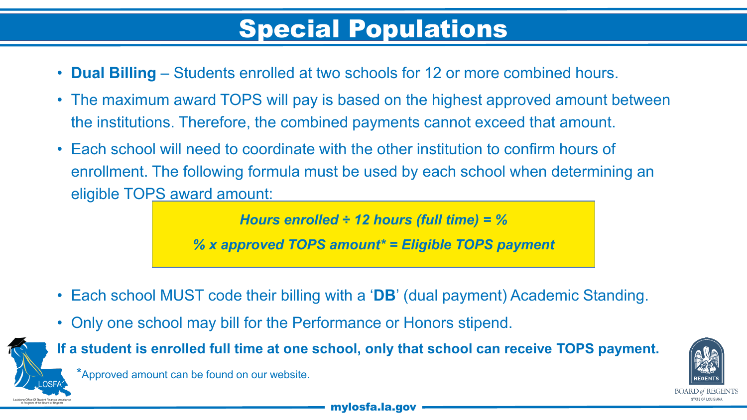# Special Populations

- **Dual Billing** – Students enrolled at two schools for 12 or more combined hours.
- The maximum award TOPS will pay is based on the highest approved amount between the institutions. Therefore, the combined payments cannot exceed that amount.
- Each school will need to coordinate with the other institution to confirm hours of enrollment. The following formula must be used by each school when determining an eligible TOPS award amount:

***Hours enrolled ÷ 12 hours (full time) = %***

***% x approved TOPS amount* = Eligible TOPS payment***

- Each school MUST code their billing with a '**DB**' (dual payment) Academic Standing.
- Only one school may bill for the Performance or Honors stipend.

**If a student is enrolled full time at one school, only that school can receive TOPS payment.**

*Approved amount can be found on our website.

mylosfa.la.gov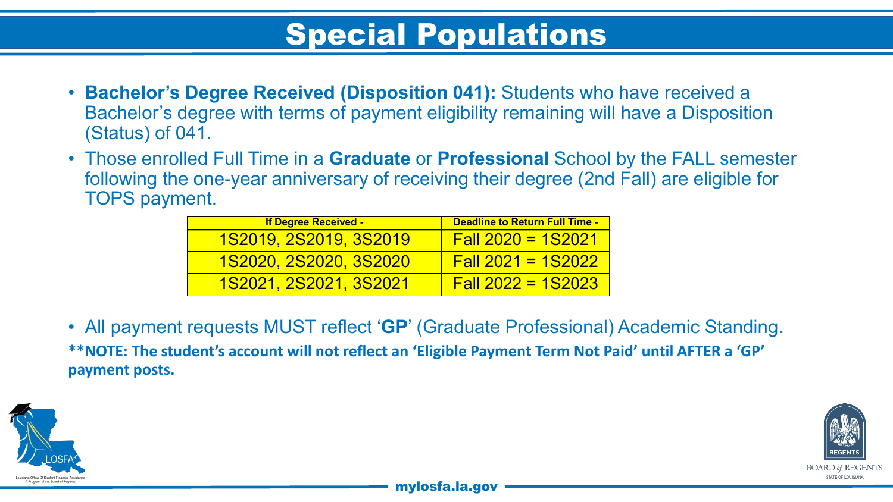# Special Populations

- **Bachelor's Degree Received (Disposition 041):** Students who have received a Bachelor's degree with terms of payment eligibility remaining will have a Disposition (Status) of 041.
- Those enrolled Full Time in a **Graduate** or **Professional** School by the FALL semester following the one-year anniversary of receiving their degree (2nd Fall) are eligible for TOPS payment.

| If Degree Received - | Deadline to Return Full Time - |
|---|---|
| 1S2019, 2S2019, 3S2019 | Fall 2020 = 1S2021 |
| 1S2020, 2S2020, 3S2020 | Fall 2021 = 1S2022 |
| 1S2021, 2S2021, 3S2021 | Fall 2022 = 1S2023 |

- All payment requests MUST reflect '**GP**' (Graduate Professional) Academic Standing.

****NOTE: The student's account will not reflect an 'Eligible Payment Term Not Paid' until AFTER a 'GP' payment posts.**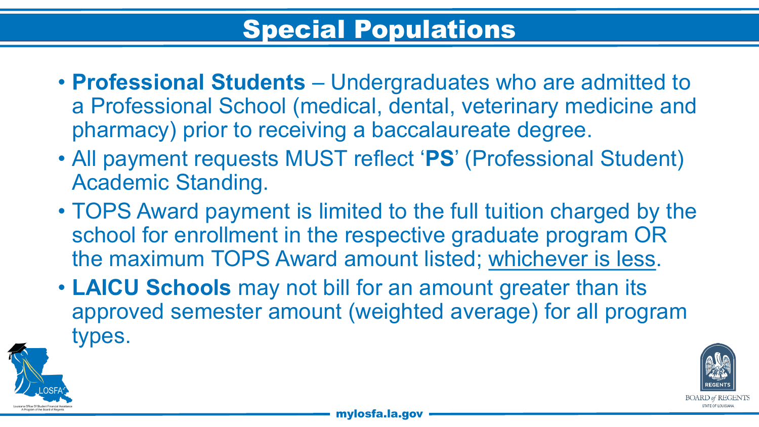# Special Populations

- **Professional Students** – Undergraduates who are admitted to a Professional School (medical, dental, veterinary medicine and pharmacy) prior to receiving a baccalaureate degree.
- All payment requests MUST reflect '**PS**' (Professional Student) Academic Standing.
- TOPS Award payment is limited to the full tuition charged by the school for enrollment in the respective graduate program OR the maximum TOPS Award amount listed; <u>whichever is less</u>.
- **LAICU Schools** may not bill for an amount greater than its approved semester amount (weighted average) for all program types.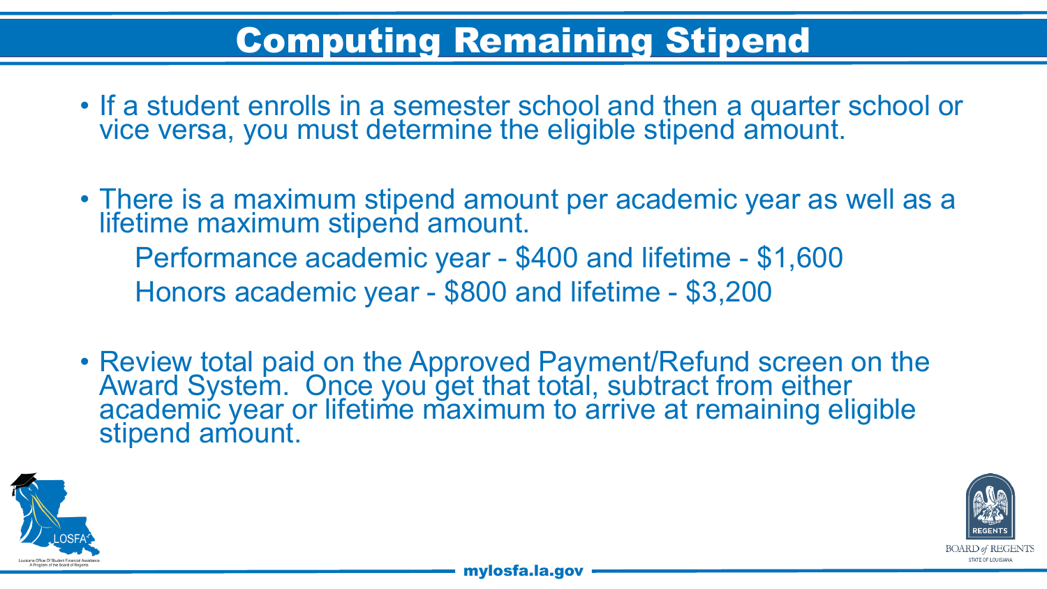# Computing Remaining Stipend

- If a student enrolls in a semester school and then a quarter school or vice versa, you must determine the eligible stipend amount.

- There is a maximum stipend amount per academic year as well as a lifetime maximum stipend amount.

  Performance academic year - $400 and lifetime - $1,600

  Honors academic year - $800 and lifetime - $3,200

- Review total paid on the Approved Payment/Refund screen on the Award System. Once you get that total, subtract from either academic year or lifetime maximum to arrive at remaining eligible stipend amount.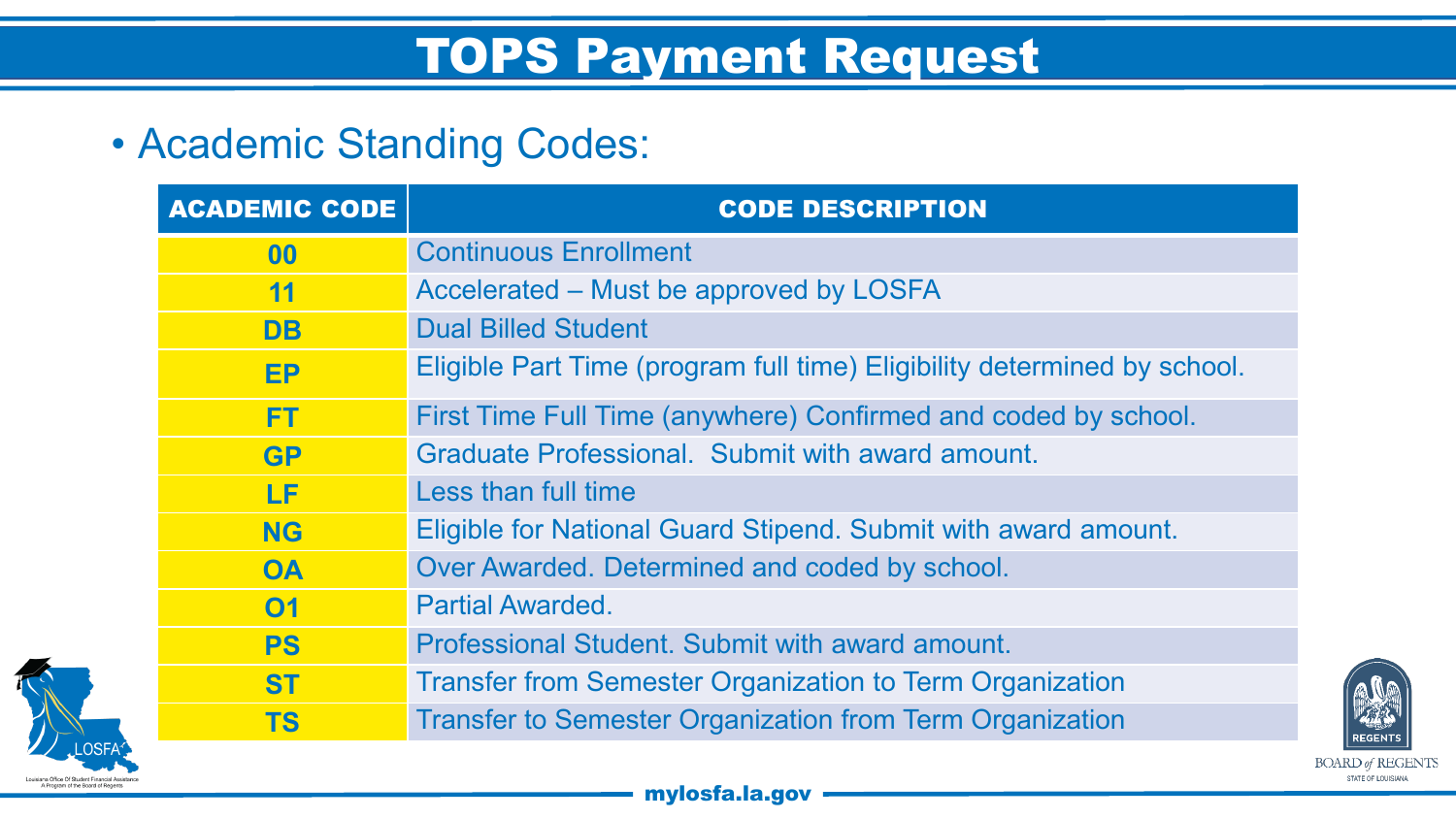# TOPS Payment Request

- Academic Standing Codes:

| ACADEMIC CODE | CODE DESCRIPTION |
|---|---|
| 00 | Continuous Enrollment |
| 11 | Accelerated – Must be approved by LOSFA |
| DB | Dual Billed Student |
| EP | Eligible Part Time (program full time) Eligibility determined by school. |
| FT | First Time Full Time (anywhere) Confirmed and coded by school. |
| GP | Graduate Professional. Submit with award amount. |
| LF | Less than full time |
| NG | Eligible for National Guard Stipend. Submit with award amount. |
| OA | Over Awarded. Determined and coded by school. |
| O1 | Partial Awarded. |
| PS | Professional Student. Submit with award amount. |
| ST | Transfer from Semester Organization to Term Organization |
| TS | Transfer to Semester Organization from Term Organization |

mylosfa.la.gov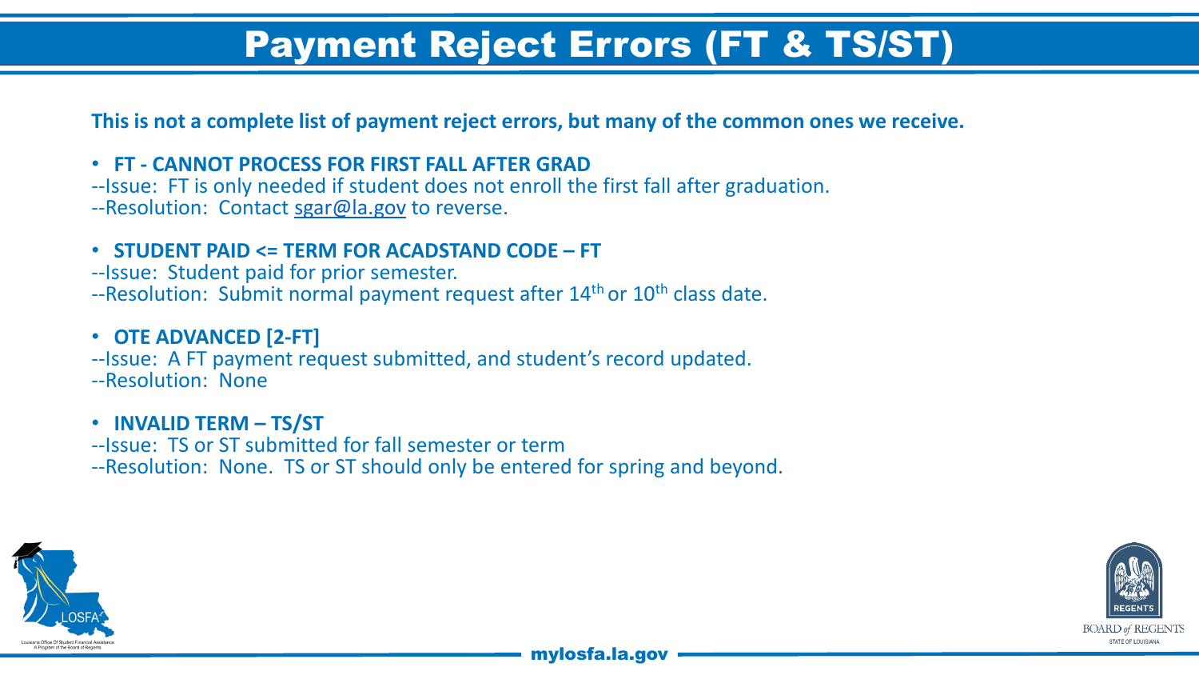# Payment Reject Errors (FT & TS/ST)

**This is not a complete list of payment reject errors, but many of the common ones we receive.**

- **FT - CANNOT PROCESS FOR FIRST FALL AFTER GRAD**

--Issue: FT is only needed if student does not enroll the first fall after graduation.
--Resolution: Contact sgar@la.gov to reverse.

- **STUDENT PAID <= TERM FOR ACADSTAND CODE – FT**

--Issue: Student paid for prior semester.
--Resolution: Submit normal payment request after 14th or 10th class date.

- **OTE ADVANCED [2-FT]**

--Issue: A FT payment request submitted, and student's record updated.
--Resolution: None

- **INVALID TERM – TS/ST**

--Issue: TS or ST submitted for fall semester or term
--Resolution: None. TS or ST should only be entered for spring and beyond.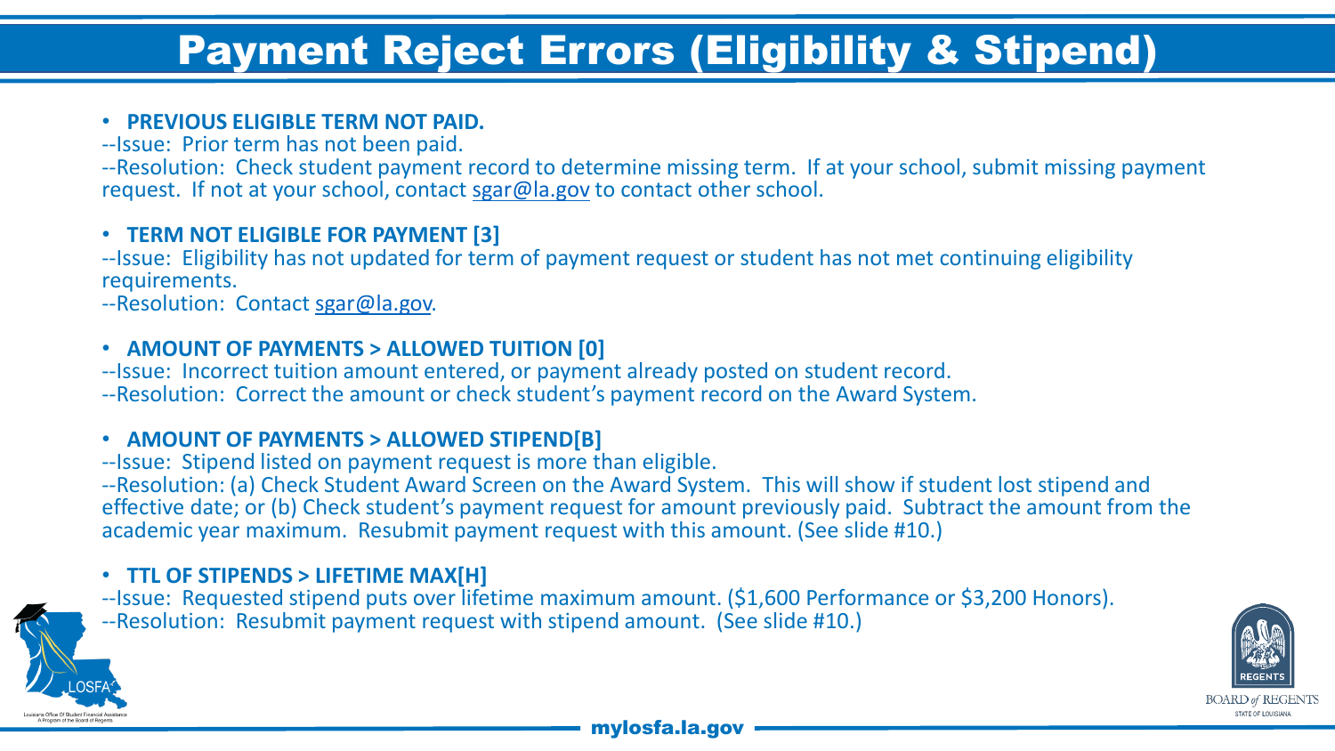# Payment Reject Errors (Eligibility & Stipend)

- **PREVIOUS ELIGIBLE TERM NOT PAID.**

--Issue: Prior term has not been paid.
--Resolution: Check student payment record to determine missing term. If at your school, submit missing payment request. If not at your school, contact sgar@la.gov to contact other school.

- **TERM NOT ELIGIBLE FOR PAYMENT [3]**

--Issue: Eligibility has not updated for term of payment request or student has not met continuing eligibility requirements.
--Resolution: Contact sgar@la.gov.

- **AMOUNT OF PAYMENTS > ALLOWED TUITION [0]**

--Issue: Incorrect tuition amount entered, or payment already posted on student record.
--Resolution: Correct the amount or check student's payment record on the Award System.

- **AMOUNT OF PAYMENTS > ALLOWED STIPEND[B]**

--Issue: Stipend listed on payment request is more than eligible.
--Resolution: (a) Check Student Award Screen on the Award System. This will show if student lost stipend and effective date; or (b) Check student's payment request for amount previously paid. Subtract the amount from the academic year maximum. Resubmit payment request with this amount. (See slide #10.)

- **TTL OF STIPENDS > LIFETIME MAX[H]**

--Issue: Requested stipend puts over lifetime maximum amount. ($1,600 Performance or $3,200 Honors).
--Resolution: Resubmit payment request with stipend amount. (See slide #10.)

mylosfa.la.gov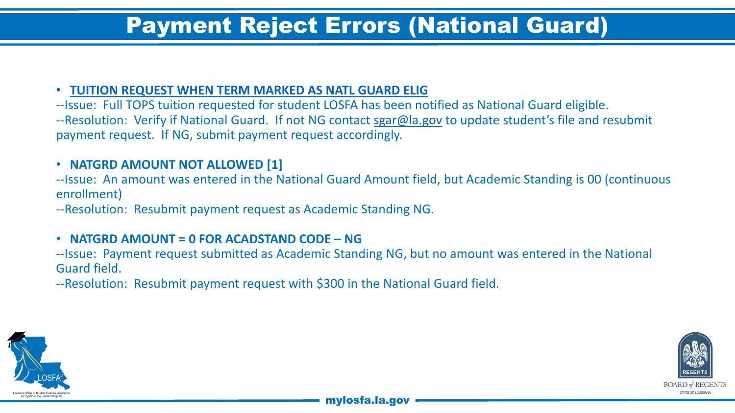# Payment Reject Errors (National Guard)

- **TUITION REQUEST WHEN TERM MARKED AS NATL GUARD ELIG**

--Issue: Full TOPS tuition requested for student LOSFA has been notified as National Guard eligible.
--Resolution: Verify if National Guard. If not NG contact sgar@la.gov to update student's file and resubmit payment request. If NG, submit payment request accordingly.

- **NATGRD AMOUNT NOT ALLOWED [1]**

--Issue: An amount was entered in the National Guard Amount field, but Academic Standing is 00 (continuous enrollment)
--Resolution: Resubmit payment request as Academic Standing NG.

- **NATGRD AMOUNT = 0 FOR ACADSTAND CODE – NG**

--Issue: Payment request submitted as Academic Standing NG, but no amount was entered in the National Guard field.
--Resolution: Resubmit payment request with $300 in the National Guard field.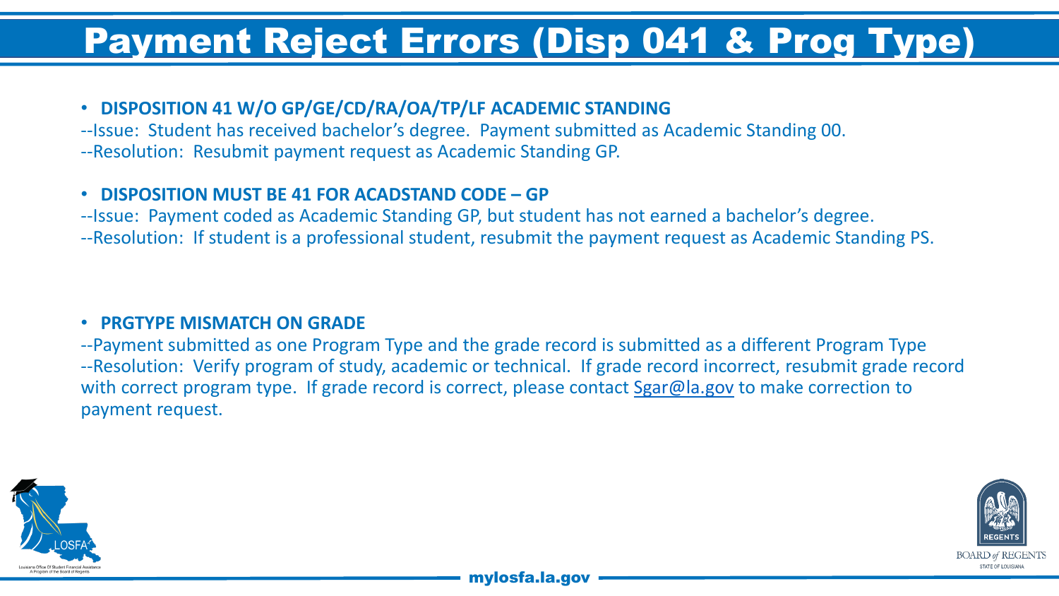# Payment Reject Errors (Disp 041 & Prog Type)

- **DISPOSITION 41 W/O GP/GE/CD/RA/OA/TP/LF ACADEMIC STANDING**

--Issue: Student has received bachelor's degree. Payment submitted as Academic Standing 00.
--Resolution: Resubmit payment request as Academic Standing GP.

- **DISPOSITION MUST BE 41 FOR ACADSTAND CODE – GP**

--Issue: Payment coded as Academic Standing GP, but student has not earned a bachelor's degree.
--Resolution: If student is a professional student, resubmit the payment request as Academic Standing PS.

- **PRGTYPE MISMATCH ON GRADE**

--Payment submitted as one Program Type and the grade record is submitted as a different Program Type
--Resolution: Verify program of study, academic or technical. If grade record incorrect, resubmit grade record with correct program type. If grade record is correct, please contact Sgar@la.gov to make correction to payment request.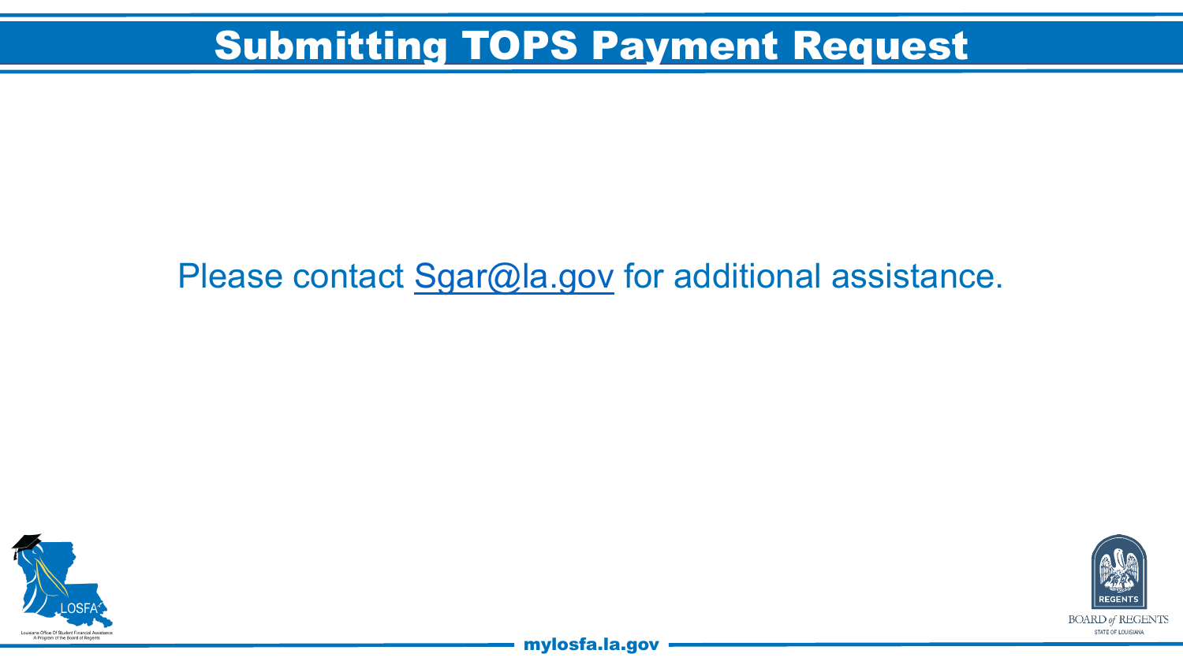# Submitting TOPS Payment Request

Please contact Sgar@la.gov for additional assistance.